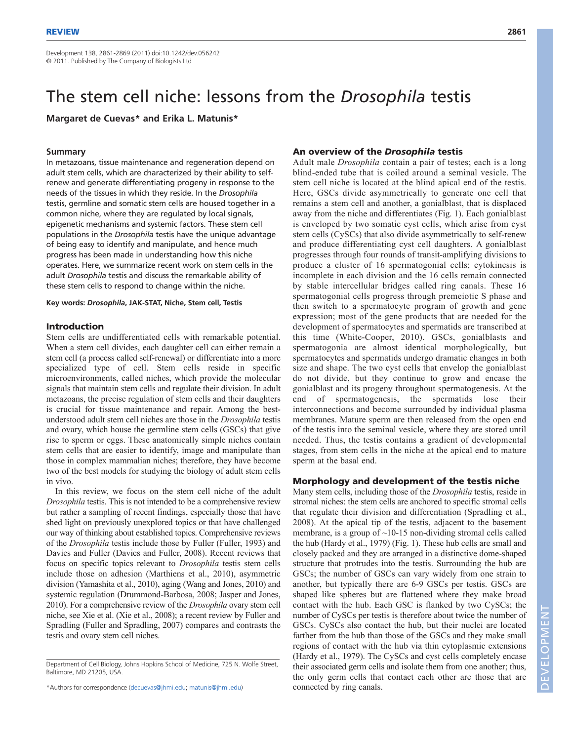# The stem cell niche: lessons from the *Drosophila* testis

**Margaret de Cuevas\* and Erika L. Matunis\***

## Summary

In metazoans, tissue maintenance and regeneration depend on adult stem cells, which are characterized by their ability to self-renew and generate differentiating progeny in response to the needs of the tissues in which they reside. In the *Drosophila* testis, germline and somatic stem cells are housed together in a common niche, where they are regulated by local signals, epigenetic mechanisms and systemic factors. These stem cell populations in the *Drosophila* testis have the unique advantage of being easy to identify and manipulate, and hence much progress has been made in understanding how this niche operates. Here, we summarize recent work on stem cells in the adult *Drosophila* testis and discuss the remarkable ability of these stem cells to respond to change within the niche.

**Key words: *Drosophila*, JAK-STAT, Niche, Stem cell, Testis**

## Introduction

Stem cells are undifferentiated cells with remarkable potential. When a stem cell divides, each daughter cell can either remain a stem cell (a process called self-renewal) or differentiate into a more specialized type of cell. Stem cells reside in specific microenvironments, called niches, which provide the molecular signals that maintain stem cells and regulate their division. In adult metazoans, the precise regulation of stem cells and their daughters is crucial for tissue maintenance and repair. Among the best-understood adult stem cell niches are those in the *Drosophila* testis and ovary, which house the germline stem cells (GSCs) that give rise to sperm or eggs. These anatomically simple niches contain stem cells that are easier to identify, image and manipulate than those in complex mammalian niches; therefore, they have become two of the best models for studying the biology of adult stem cells in vivo.

In this review, we focus on the stem cell niche of the adult *Drosophila* testis. This is not intended to be a comprehensive review but rather a sampling of recent findings, especially those that have shed light on previously unexplored topics or that have challenged our way of thinking about established topics. Comprehensive reviews of the *Drosophila* testis include those by Fuller (Fuller, 1993) and Davies and Fuller (Davies and Fuller, 2008). Recent reviews that focus on specific topics relevant to *Drosophila* testis stem cells include those on adhesion (Marthiens et al., 2010), asymmetric division (Yamashita et al., 2010), aging (Wang and Jones, 2010) and systemic regulation (Drummond-Barbosa, 2008; Jasper and Jones, 2010). For a comprehensive review of the *Drosophila* ovary stem cell niche, see Xie et al. (Xie et al., 2008); a recent review by Fuller and Spradling (Fuller and Spradling, 2007) compares and contrasts the testis and ovary stem cell niches.

Department of Cell Biology, Johns Hopkins School of Medicine, 725 N. Wolfe Street, Baltimore, MD 21205, USA.

\*Authors for correspondence (decuevas@jhmi.edu; matunis@jhmi.edu)

## An overview of the *Drosophila* testis

Adult male *Drosophila* contain a pair of testes; each is a long blind-ended tube that is coiled around a seminal vesicle. The stem cell niche is located at the blind apical end of the testis. Here, GSCs divide asymmetrically to generate one cell that remains a stem cell and another, a gonialblast, that is displaced away from the niche and differentiates (Fig. 1). Each gonialblast is enveloped by two somatic cyst cells, which arise from cyst stem cells (CySCs) that also divide asymmetrically to self-renew and produce differentiating cyst cell daughters. A gonialblast progresses through four rounds of transit-amplifying divisions to produce a cluster of 16 spermatogonial cells; cytokinesis is incomplete in each division and the 16 cells remain connected by stable intercellular bridges called ring canals. These 16 spermatogonial cells progress through premeiotic S phase and then switch to a spermatocyte program of growth and gene expression; most of the gene products that are needed for the development of spermatocytes and spermatids are transcribed at this time (White-Cooper, 2010). GSCs, gonialblasts and spermatogonia are almost identical morphologically, but spermatocytes and spermatids undergo dramatic changes in both size and shape. The two cyst cells that envelop the gonialblast do not divide, but they continue to grow and encase the gonialblast and its progeny throughout spermatogenesis. At the end of spermatogenesis, the spermatids lose their interconnections and become surrounded by individual plasma membranes. Mature sperm are then released from the open end of the testis into the seminal vesicle, where they are stored until needed. Thus, the testis contains a gradient of developmental stages, from stem cells in the niche at the apical end to mature sperm at the basal end.

## Morphology and development of the testis niche

Many stem cells, including those of the *Drosophila* testis, reside in stromal niches: the stem cells are anchored to specific stromal cells that regulate their division and differentiation (Spradling et al., 2008). At the apical tip of the testis, adjacent to the basement membrane, is a group of ~10-15 non-dividing stromal cells called the hub (Hardy et al., 1979) (Fig. 1). These hub cells are small and closely packed and they are arranged in a distinctive dome-shaped structure that protrudes into the testis. Surrounding the hub are GSCs; the number of GSCs can vary widely from one strain to another, but typically there are 6-9 GSCs per testis. GSCs are shaped like spheres but are flattened where they make broad contact with the hub. Each GSC is flanked by two CySCs; the number of CySCs per testis is therefore about twice the number of GSCs. CySCs also contact the hub, but their nuclei are located farther from the hub than those of the GSCs and they make small regions of contact with the hub via thin cytoplasmic extensions (Hardy et al., 1979). The CySCs and cyst cells completely encase their associated germ cells and isolate them from one another; thus, the only germ cells that contact each other are those that are connected by ring canals.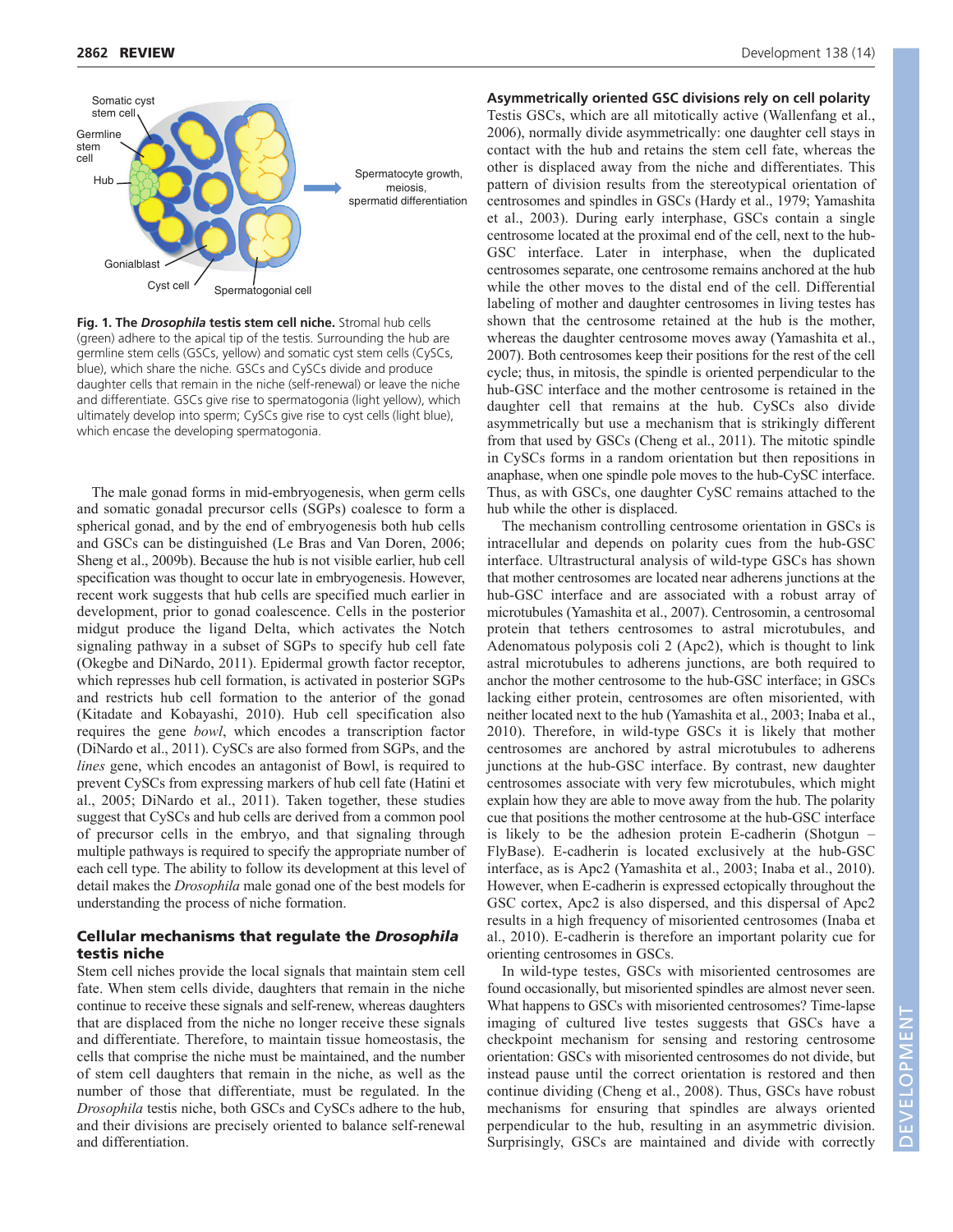Somatic cyst stem cell

Germline stem cell

Hub

Gonialblast

Cyst cell

Spermatogonial cell

Spermatocyte growth, meiosis, spermatid differentiation

**Fig. 1. The *Drosophila* testis stem cell niche.** Stromal hub cells (green) adhere to the apical tip of the testis. Surrounding the hub are germline stem cells (GSCs, yellow) and somatic cyst stem cells (CySCs, blue), which share the niche. GSCs and CySCs divide and produce daughter cells that remain in the niche (self-renewal) or leave the niche and differentiate. GSCs give rise to spermatogonia (light yellow), which ultimately develop into sperm; CySCs give rise to cyst cells (light blue), which encase the developing spermatogonia.

The male gonad forms in mid-embryogenesis, when germ cells and somatic gonadal precursor cells (SGPs) coalesce to form a spherical gonad, and by the end of embryogenesis both hub cells and GSCs can be distinguished (Le Bras and Van Doren, 2006; Sheng et al., 2009b). Because the hub is not visible earlier, hub cell specification was thought to occur late in embryogenesis. However, recent work suggests that hub cells are specified much earlier in development, prior to gonad coalescence. Cells in the posterior midgut produce the ligand Delta, which activates the Notch signaling pathway in a subset of SGPs to specify hub cell fate (Okegbe and DiNardo, 2011). Epidermal growth factor receptor, which represses hub cell formation, is activated in posterior SGPs and restricts hub cell formation to the anterior of the gonad (Kitadate and Kobayashi, 2010). Hub cell specification also requires the gene *bowl*, which encodes a transcription factor (DiNardo et al., 2011). CySCs are also formed from SGPs, and the *lines* gene, which encodes an antagonist of Bowl, is required to prevent CySCs from expressing markers of hub cell fate (Hatini et al., 2005; DiNardo et al., 2011). Taken together, these studies suggest that CySCs and hub cells are derived from a common pool of precursor cells in the embryo, and that signaling through multiple pathways is required to specify the appropriate number of each cell type. The ability to follow its development at this level of detail makes the *Drosophila* male gonad one of the best models for understanding the process of niche formation.

## Cellular mechanisms that regulate the *Drosophila* testis niche

Stem cell niches provide the local signals that maintain stem cell fate. When stem cells divide, daughters that remain in the niche continue to receive these signals and self-renew, whereas daughters that are displaced from the niche no longer receive these signals and differentiate. Therefore, to maintain tissue homeostasis, the cells that comprise the niche must be maintained, and the number of stem cell daughters that remain in the niche, as well as the number of those that differentiate, must be regulated. In the *Drosophila* testis niche, both GSCs and CySCs adhere to the hub, and their divisions are precisely oriented to balance self-renewal and differentiation.

### Asymmetrically oriented GSC divisions rely on cell polarity

Testis GSCs, which are all mitotically active (Wallenfang et al., 2006), normally divide asymmetrically: one daughter cell stays in contact with the hub and retains the stem cell fate, whereas the other is displaced away from the niche and differentiates. This pattern of division results from the stereotypical orientation of centrosomes and spindles in GSCs (Hardy et al., 1979; Yamashita et al., 2003). During early interphase, GSCs contain a single centrosome located at the proximal end of the cell, next to the hub-GSC interface. Later in interphase, when the duplicated centrosomes separate, one centrosome remains anchored at the hub while the other moves to the distal end of the cell. Differential labeling of mother and daughter centrosomes in living testes has shown that the centrosome retained at the hub is the mother, whereas the daughter centrosome moves away (Yamashita et al., 2007). Both centrosomes keep their positions for the rest of the cell cycle; thus, in mitosis, the spindle is oriented perpendicular to the hub-GSC interface and the mother centrosome is retained in the daughter cell that remains at the hub. CySCs also divide asymmetrically but use a mechanism that is strikingly different from that used by GSCs (Cheng et al., 2011). The mitotic spindle in CySCs forms in a random orientation but then repositions in anaphase, when one spindle pole moves to the hub-CySC interface. Thus, as with GSCs, one daughter CySC remains attached to the hub while the other is displaced.

The mechanism controlling centrosome orientation in GSCs is intracellular and depends on polarity cues from the hub-GSC interface. Ultrastructural analysis of wild-type GSCs has shown that mother centrosomes are located near adherens junctions at the hub-GSC interface and are associated with a robust array of microtubules (Yamashita et al., 2007). Centrosomin, a centrosomal protein that tethers centrosomes to astral microtubules, and Adenomatous polyposis coli 2 (Apc2), which is thought to link astral microtubules to adherens junctions, are both required to anchor the mother centrosome to the hub-GSC interface; in GSCs lacking either protein, centrosomes are often misoriented, with neither located next to the hub (Yamashita et al., 2003; Inaba et al., 2010). Therefore, in wild-type GSCs it is likely that mother centrosomes are anchored by astral microtubules to adherens junctions at the hub-GSC interface. By contrast, new daughter centrosomes associate with very few microtubules, which might explain how they are able to move away from the hub. The polarity cue that positions the mother centrosome at the hub-GSC interface is likely to be the adhesion protein E-cadherin (Shotgun – FlyBase). E-cadherin is located exclusively at the hub-GSC interface, as is Apc2 (Yamashita et al., 2003; Inaba et al., 2010). However, when E-cadherin is expressed ectopically throughout the GSC cortex, Apc2 is also dispersed, and this dispersal of Apc2 results in a high frequency of misoriented centrosomes (Inaba et al., 2010). E-cadherin is therefore an important polarity cue for orienting centrosomes in GSCs.

In wild-type testes, GSCs with misoriented centrosomes are found occasionally, but misoriented spindles are almost never seen. What happens to GSCs with misoriented centrosomes? Time-lapse imaging of cultured live testes suggests that GSCs have a checkpoint mechanism for sensing and restoring centrosome orientation: GSCs with misoriented centrosomes do not divide, but instead pause until the correct orientation is restored and then continue dividing (Cheng et al., 2008). Thus, GSCs have robust mechanisms for ensuring that spindles are always oriented perpendicular to the hub, resulting in an asymmetric division. Surprisingly, GSCs are maintained and divide with correctly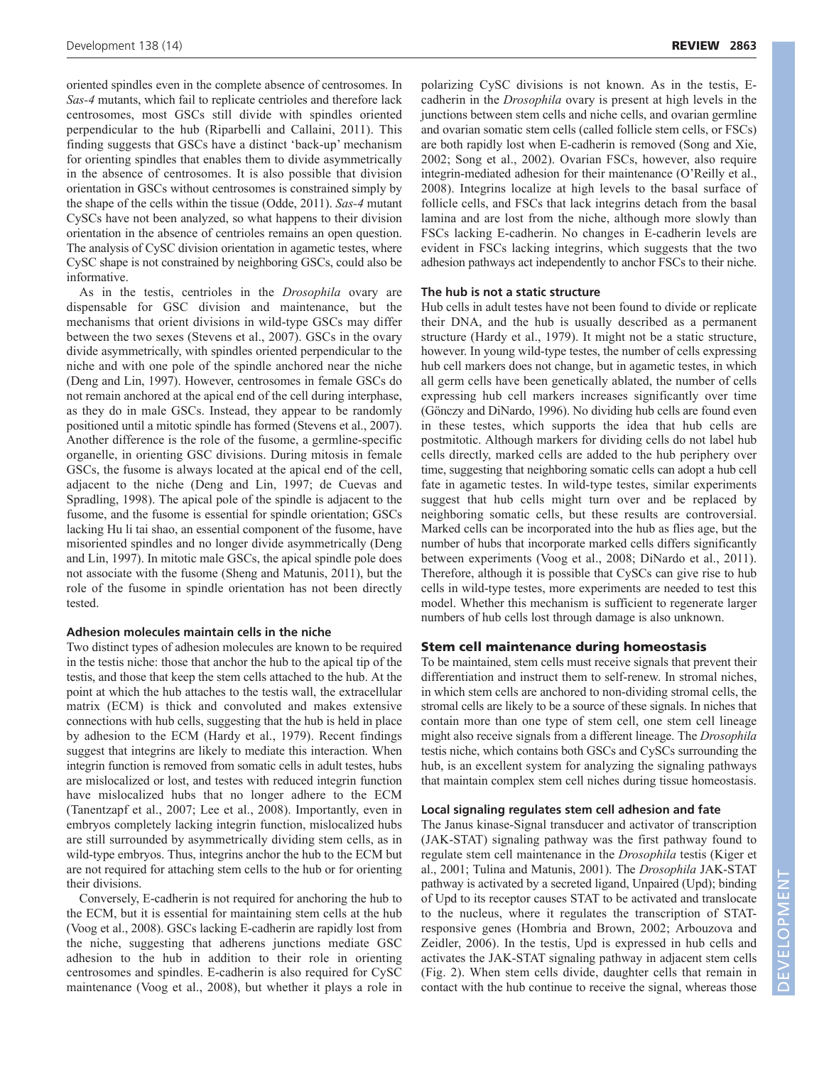oriented spindles even in the complete absence of centrosomes. In *Sas-4* mutants, which fail to replicate centrioles and therefore lack centrosomes, most GSCs still divide with spindles oriented perpendicular to the hub (Riparbelli and Callaini, 2011). This finding suggests that GSCs have a distinct 'back-up' mechanism for orienting spindles that enables them to divide asymmetrically in the absence of centrosomes. It is also possible that division orientation in GSCs without centrosomes is constrained simply by the shape of the cells within the tissue (Odde, 2011). *Sas-4* mutant CySCs have not been analyzed, so what happens to their division orientation in the absence of centrioles remains an open question. The analysis of CySC division orientation in agametic testes, where CySC shape is not constrained by neighboring GSCs, could also be informative.

As in the testis, centrioles in the *Drosophila* ovary are dispensable for GSC division and maintenance, but the mechanisms that orient divisions in wild-type GSCs may differ between the two sexes (Stevens et al., 2007). GSCs in the ovary divide asymmetrically, with spindles oriented perpendicular to the niche and with one pole of the spindle anchored near the niche (Deng and Lin, 1997). However, centrosomes in female GSCs do not remain anchored at the apical end of the cell during interphase, as they do in male GSCs. Instead, they appear to be randomly positioned until a mitotic spindle has formed (Stevens et al., 2007). Another difference is the role of the fusome, a germline-specific organelle, in orienting GSC divisions. During mitosis in female GSCs, the fusome is always located at the apical end of the cell, adjacent to the niche (Deng and Lin, 1997; de Cuevas and Spradling, 1998). The apical pole of the spindle is adjacent to the fusome, and the fusome is essential for spindle orientation; GSCs lacking Hu li tai shao, an essential component of the fusome, have misoriented spindles and no longer divide asymmetrically (Deng and Lin, 1997). In mitotic male GSCs, the apical spindle pole does not associate with the fusome (Sheng and Matunis, 2011), but the role of the fusome in spindle orientation has not been directly tested.

### Adhesion molecules maintain cells in the niche

Two distinct types of adhesion molecules are known to be required in the testis niche: those that anchor the hub to the apical tip of the testis, and those that keep the stem cells attached to the hub. At the point at which the hub attaches to the testis wall, the extracellular matrix (ECM) is thick and convoluted and makes extensive connections with hub cells, suggesting that the hub is held in place by adhesion to the ECM (Hardy et al., 1979). Recent findings suggest that integrins are likely to mediate this interaction. When integrin function is removed from somatic cells in adult testes, hubs are mislocalized or lost, and testes with reduced integrin function have mislocalized hubs that no longer adhere to the ECM (Tanentzapf et al., 2007; Lee et al., 2008). Importantly, even in embryos completely lacking integrin function, mislocalized hubs are still surrounded by asymmetrically dividing stem cells, as in wild-type embryos. Thus, integrins anchor the hub to the ECM but are not required for attaching stem cells to the hub or for orienting their divisions.

Conversely, E-cadherin is not required for anchoring the hub to the ECM, but it is essential for maintaining stem cells at the hub (Voog et al., 2008). GSCs lacking E-cadherin are rapidly lost from the niche, suggesting that adherens junctions mediate GSC adhesion to the hub in addition to their role in orienting centrosomes and spindles. E-cadherin is also required for CySC maintenance (Voog et al., 2008), but whether it plays a role in polarizing CySC divisions is not known. As in the testis, E-cadherin in the *Drosophila* ovary is present at high levels in the junctions between stem cells and niche cells, and ovarian germline and ovarian somatic stem cells (called follicle stem cells, or FSCs) are both rapidly lost when E-cadherin is removed (Song and Xie, 2002; Song et al., 2002). Ovarian FSCs, however, also require integrin-mediated adhesion for their maintenance (O'Reilly et al., 2008). Integrins localize at high levels to the basal surface of follicle cells, and FSCs that lack integrins detach from the basal lamina and are lost from the niche, although more slowly than FSCs lacking E-cadherin. No changes in E-cadherin levels are evident in FSCs lacking integrins, which suggests that the two adhesion pathways act independently to anchor FSCs to their niche.

### The hub is not a static structure

Hub cells in adult testes have not been found to divide or replicate their DNA, and the hub is usually described as a permanent structure (Hardy et al., 1979). It might not be a static structure, however. In young wild-type testes, the number of cells expressing hub cell markers does not change, but in agametic testes, in which all germ cells have been genetically ablated, the number of cells expressing hub cell markers increases significantly over time (Gönczy and DiNardo, 1996). No dividing hub cells are found even in these testes, which supports the idea that hub cells are postmitotic. Although markers for dividing cells do not label hub cells directly, marked cells are added to the hub periphery over time, suggesting that neighboring somatic cells can adopt a hub cell fate in agametic testes. In wild-type testes, similar experiments suggest that hub cells might turn over and be replaced by neighboring somatic cells, but these results are controversial. Marked cells can be incorporated into the hub as flies age, but the number of hubs that incorporate marked cells differs significantly between experiments (Voog et al., 2008; DiNardo et al., 2011). Therefore, although it is possible that CySCs can give rise to hub cells in wild-type testes, more experiments are needed to test this model. Whether this mechanism is sufficient to regenerate larger numbers of hub cells lost through damage is also unknown.

## Stem cell maintenance during homeostasis

To be maintained, stem cells must receive signals that prevent their differentiation and instruct them to self-renew. In stromal niches, in which stem cells are anchored to non-dividing stromal cells, the stromal cells are likely to be a source of these signals. In niches that contain more than one type of stem cell, one stem cell lineage might also receive signals from a different lineage. The *Drosophila* testis niche, which contains both GSCs and CySCs surrounding the hub, is an excellent system for analyzing the signaling pathways that maintain complex stem cell niches during tissue homeostasis.

### Local signaling regulates stem cell adhesion and fate

The Janus kinase-Signal transducer and activator of transcription (JAK-STAT) signaling pathway was the first pathway found to regulate stem cell maintenance in the *Drosophila* testis (Kiger et al., 2001; Tulina and Matunis, 2001). The *Drosophila* JAK-STAT pathway is activated by a secreted ligand, Unpaired (Upd); binding of Upd to its receptor causes STAT to be activated and translocate to the nucleus, where it regulates the transcription of STAT-responsive genes (Hombria and Brown, 2002; Arbouzova and Zeidler, 2006). In the testis, Upd is expressed in hub cells and activates the JAK-STAT signaling pathway in adjacent stem cells (Fig. 2). When stem cells divide, daughter cells that remain in contact with the hub continue to receive the signal, whereas those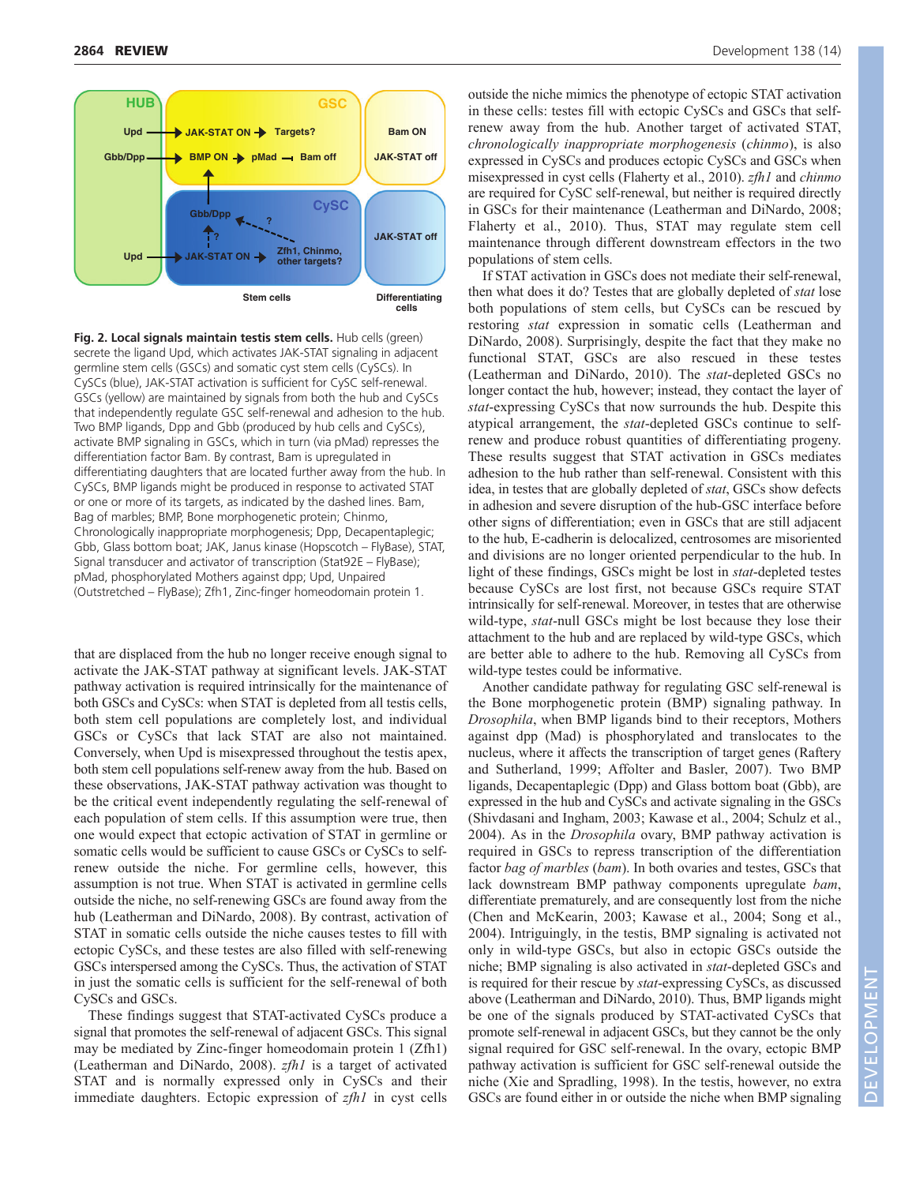HUB

GSC

Upd → JAK-STAT ON → Targets?

Gbb/Dpp → BMP ON → pMad ⊣ Bam off

Bam ON

JAK-STAT off

CySC

Gbb/Dpp

?

?

Upd → JAK-STAT ON → Zfh1, Chinmo, other targets?

JAK-STAT off

Stem cells

Differentiating cells

**Fig. 2. Local signals maintain testis stem cells.** Hub cells (green) secrete the ligand Upd, which activates JAK-STAT signaling in adjacent germline stem cells (GSCs) and somatic cyst stem cells (CySCs). In CySCs (blue), JAK-STAT activation is sufficient for CySC self-renewal. GSCs (yellow) are maintained by signals from both the hub and CySCs that independently regulate GSC self-renewal and adhesion to the hub. Two BMP ligands, Dpp and Gbb (produced by hub cells and CySCs), activate BMP signaling in GSCs, which in turn (via pMad) represses the differentiation factor Bam. By contrast, Bam is upregulated in differentiating daughters that are located further away from the hub. In CySCs, BMP ligands might be produced in response to activated STAT or one or more of its targets, as indicated by the dashed lines. Bam, Bag of marbles; BMP, Bone morphogenetic protein; Chinmo, Chronologically inappropriate morphogenesis; Dpp, Decapentaplegic; Gbb, Glass bottom boat; JAK, Janus kinase (Hopscotch – FlyBase), STAT, Signal transducer and activator of transcription (Stat92E – FlyBase); pMad, phosphorylated Mothers against dpp; Upd, Unpaired (Outstretched – FlyBase); Zfh1, Zinc-finger homeodomain protein 1.

that are displaced from the hub no longer receive enough signal to activate the JAK-STAT pathway at significant levels. JAK-STAT pathway activation is required intrinsically for the maintenance of both GSCs and CySCs: when STAT is depleted from all testis cells, both stem cell populations are completely lost, and individual GSCs or CySCs that lack STAT are also not maintained. Conversely, when Upd is misexpressed throughout the testis apex, both stem cell populations self-renew away from the hub. Based on these observations, JAK-STAT pathway activation was thought to be the critical event independently regulating the self-renewal of each population of stem cells. If this assumption were true, then one would expect that ectopic activation of STAT in germline or somatic cells would be sufficient to cause GSCs or CySCs to self-renew outside the niche. For germline cells, however, this assumption is not true. When STAT is activated in germline cells outside the niche, no self-renewing GSCs are found away from the hub (Leatherman and DiNardo, 2008). By contrast, activation of STAT in somatic cells outside the niche causes testes to fill with ectopic CySCs, and these testes are also filled with self-renewing GSCs interspersed among the CySCs. Thus, the activation of STAT in just the somatic cells is sufficient for the self-renewal of both CySCs and GSCs.

These findings suggest that STAT-activated CySCs produce a signal that promotes the self-renewal of adjacent GSCs. This signal may be mediated by Zinc-finger homeodomain protein 1 (Zfh1) (Leatherman and DiNardo, 2008). *zfh1* is a target of activated STAT and is normally expressed only in CySCs and their immediate daughters. Ectopic expression of *zfh1* in cyst cells outside the niche mimics the phenotype of ectopic STAT activation in these cells: testes fill with ectopic CySCs and GSCs that self-renew away from the hub. Another target of activated STAT, *chronologically inappropriate morphogenesis* (*chinmo*), is also expressed in CySCs and produces ectopic CySCs and GSCs when misexpressed in cyst cells (Flaherty et al., 2010). *zfh1* and *chinmo* are required for CySC self-renewal, but neither is required directly in GSCs for their maintenance (Leatherman and DiNardo, 2008; Flaherty et al., 2010). Thus, STAT may regulate stem cell maintenance through different downstream effectors in the two populations of stem cells.

If STAT activation in GSCs does not mediate their self-renewal, then what does it do? Testes that are globally depleted of *stat* lose both populations of stem cells, but CySCs can be rescued by restoring *stat* expression in somatic cells (Leatherman and DiNardo, 2008). Surprisingly, despite the fact that they make no functional STAT, GSCs are also rescued in these testes (Leatherman and DiNardo, 2010). The *stat*-depleted GSCs no longer contact the hub, however; instead, they contact the layer of *stat*-expressing CySCs that now surrounds the hub. Despite this atypical arrangement, the *stat*-depleted GSCs continue to self-renew and produce robust quantities of differentiating progeny. These results suggest that STAT activation in GSCs mediates adhesion to the hub rather than self-renewal. Consistent with this idea, in testes that are globally depleted of *stat*, GSCs show defects in adhesion and severe disruption of the hub-GSC interface before other signs of differentiation; even in GSCs that are still adjacent to the hub, E-cadherin is delocalized, centrosomes are misoriented and divisions are no longer oriented perpendicular to the hub. In light of these findings, GSCs might be lost in *stat*-depleted testes because CySCs are lost first, not because GSCs require STAT intrinsically for self-renewal. Moreover, in testes that are otherwise wild-type, *stat*-null GSCs might be lost because they lose their attachment to the hub and are replaced by wild-type GSCs, which are better able to adhere to the hub. Removing all CySCs from wild-type testes could be informative.

Another candidate pathway for regulating GSC self-renewal is the Bone morphogenetic protein (BMP) signaling pathway. In *Drosophila*, when BMP ligands bind to their receptors, Mothers against dpp (Mad) is phosphorylated and translocates to the nucleus, where it affects the transcription of target genes (Raftery and Sutherland, 1999; Affolter and Basler, 2007). Two BMP ligands, Decapentaplegic (Dpp) and Glass bottom boat (Gbb), are expressed in the hub and CySCs and activate signaling in the GSCs (Shivdasani and Ingham, 2003; Kawase et al., 2004; Schulz et al., 2004). As in the *Drosophila* ovary, BMP pathway activation is required in GSCs to repress transcription of the differentiation factor *bag of marbles* (*bam*). In both ovaries and testes, GSCs that lack downstream BMP pathway components upregulate *bam*, differentiate prematurely, and are consequently lost from the niche (Chen and McKearin, 2003; Kawase et al., 2004; Song et al., 2004). Intriguingly, in the testis, BMP signaling is activated not only in wild-type GSCs, but also in ectopic GSCs outside the niche; BMP signaling is also activated in *stat*-depleted GSCs and is required for their rescue by *stat*-expressing CySCs, as discussed above (Leatherman and DiNardo, 2010). Thus, BMP ligands might be one of the signals produced by STAT-activated CySCs that promote self-renewal in adjacent GSCs, but they cannot be the only signal required for GSC self-renewal. In the ovary, ectopic BMP pathway activation is sufficient for GSC self-renewal outside the niche (Xie and Spradling, 1998). In the testis, however, no extra GSCs are found either in or outside the niche when BMP signaling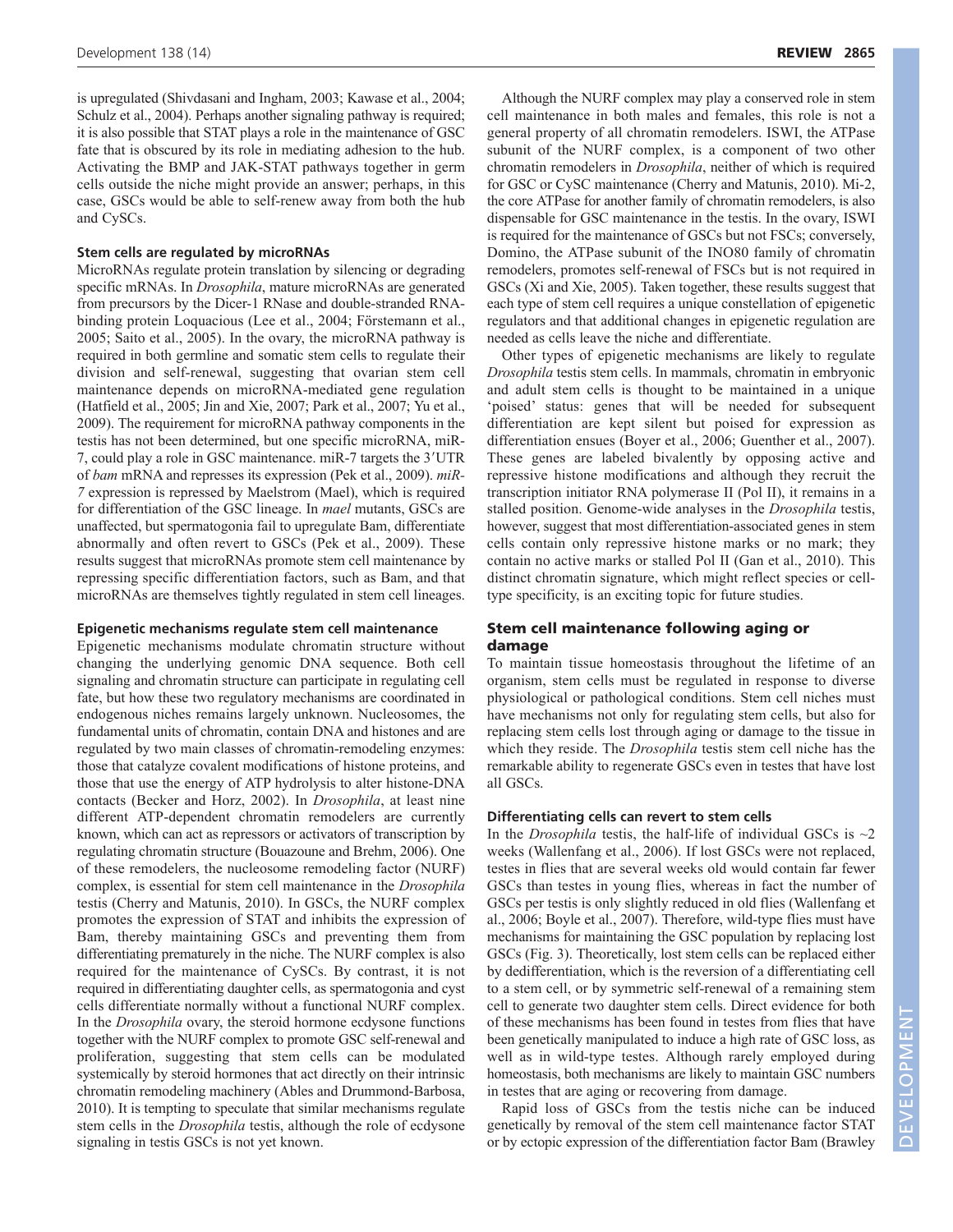is upregulated (Shivdasani and Ingham, 2003; Kawase et al., 2004; Schulz et al., 2004). Perhaps another signaling pathway is required; it is also possible that STAT plays a role in the maintenance of GSC fate that is obscured by its role in mediating adhesion to the hub. Activating the BMP and JAK-STAT pathways together in germ cells outside the niche might provide an answer; perhaps, in this case, GSCs would be able to self-renew away from both the hub and CySCs.

### Stem cells are regulated by microRNAs

MicroRNAs regulate protein translation by silencing or degrading specific mRNAs. In *Drosophila*, mature microRNAs are generated from precursors by the Dicer-1 RNase and double-stranded RNA-binding protein Loquacious (Lee et al., 2004; Förstemann et al., 2005; Saito et al., 2005). In the ovary, the microRNA pathway is required in both germline and somatic stem cells to regulate their division and self-renewal, suggesting that ovarian stem cell maintenance depends on microRNA-mediated gene regulation (Hatfield et al., 2005; Jin and Xie, 2007; Park et al., 2007; Yu et al., 2009). The requirement for microRNA pathway components in the testis has not been determined, but one specific microRNA, miR-7, could play a role in GSC maintenance. miR-7 targets the 3′UTR of *bam* mRNA and represses its expression (Pek et al., 2009). *miR-7* expression is repressed by Maelstrom (Mael), which is required for differentiation of the GSC lineage. In *mael* mutants, GSCs are unaffected, but spermatogonia fail to upregulate Bam, differentiate abnormally and often revert to GSCs (Pek et al., 2009). These results suggest that microRNAs promote stem cell maintenance by repressing specific differentiation factors, such as Bam, and that microRNAs are themselves tightly regulated in stem cell lineages.

### Epigenetic mechanisms regulate stem cell maintenance

Epigenetic mechanisms modulate chromatin structure without changing the underlying genomic DNA sequence. Both cell signaling and chromatin structure can participate in regulating cell fate, but how these two regulatory mechanisms are coordinated in endogenous niches remains largely unknown. Nucleosomes, the fundamental units of chromatin, contain DNA and histones and are regulated by two main classes of chromatin-remodeling enzymes: those that catalyze covalent modifications of histone proteins, and those that use the energy of ATP hydrolysis to alter histone-DNA contacts (Becker and Horz, 2002). In *Drosophila*, at least nine different ATP-dependent chromatin remodelers are currently known, which can act as repressors or activators of transcription by regulating chromatin structure (Bouazoune and Brehm, 2006). One of these remodelers, the nucleosome remodeling factor (NURF) complex, is essential for stem cell maintenance in the *Drosophila* testis (Cherry and Matunis, 2010). In GSCs, the NURF complex promotes the expression of STAT and inhibits the expression of Bam, thereby maintaining GSCs and preventing them from differentiating prematurely in the niche. The NURF complex is also required for the maintenance of CySCs. By contrast, it is not required in differentiating daughter cells, as spermatogonia and cyst cells differentiate normally without a functional NURF complex. In the *Drosophila* ovary, the steroid hormone ecdysone functions together with the NURF complex to promote GSC self-renewal and proliferation, suggesting that stem cells can be modulated systemically by steroid hormones that act directly on their intrinsic chromatin remodeling machinery (Ables and Drummond-Barbosa, 2010). It is tempting to speculate that similar mechanisms regulate stem cells in the *Drosophila* testis, although the role of ecdysone signaling in testis GSCs is not yet known.

Although the NURF complex may play a conserved role in stem cell maintenance in both males and females, this role is not a general property of all chromatin remodelers. ISWI, the ATPase subunit of the NURF complex, is a component of two other chromatin remodelers in *Drosophila*, neither of which is required for GSC or CySC maintenance (Cherry and Matunis, 2010). Mi-2, the core ATPase for another family of chromatin remodelers, is also dispensable for GSC maintenance in the testis. In the ovary, ISWI is required for the maintenance of GSCs but not FSCs; conversely, Domino, the ATPase subunit of the INO80 family of chromatin remodelers, promotes self-renewal of FSCs but is not required in GSCs (Xi and Xie, 2005). Taken together, these results suggest that each type of stem cell requires a unique constellation of epigenetic regulators and that additional changes in epigenetic regulation are needed as cells leave the niche and differentiate.

Other types of epigenetic mechanisms are likely to regulate *Drosophila* testis stem cells. In mammals, chromatin in embryonic and adult stem cells is thought to be maintained in a unique 'poised' status: genes that will be needed for subsequent differentiation are kept silent but poised for expression as differentiation ensues (Boyer et al., 2006; Guenther et al., 2007). These genes are labeled bivalently by opposing active and repressive histone modifications and although they recruit the transcription initiator RNA polymerase II (Pol II), it remains in a stalled position. Genome-wide analyses in the *Drosophila* testis, however, suggest that most differentiation-associated genes in stem cells contain only repressive histone marks or no mark; they contain no active marks or stalled Pol II (Gan et al., 2010). This distinct chromatin signature, which might reflect species or cell-type specificity, is an exciting topic for future studies.

## Stem cell maintenance following aging or damage

To maintain tissue homeostasis throughout the lifetime of an organism, stem cells must be regulated in response to diverse physiological or pathological conditions. Stem cell niches must have mechanisms not only for regulating stem cells, but also for replacing stem cells lost through aging or damage to the tissue in which they reside. The *Drosophila* testis stem cell niche has the remarkable ability to regenerate GSCs even in testes that have lost all GSCs.

### Differentiating cells can revert to stem cells

In the *Drosophila* testis, the half-life of individual GSCs is ~2 weeks (Wallenfang et al., 2006). If lost GSCs were not replaced, testes in flies that are several weeks old would contain far fewer GSCs than testes in young flies, whereas in fact the number of GSCs per testis is only slightly reduced in old flies (Wallenfang et al., 2006; Boyle et al., 2007). Therefore, wild-type flies must have mechanisms for maintaining the GSC population by replacing lost GSCs (Fig. 3). Theoretically, lost stem cells can be replaced either by dedifferentiation, which is the reversion of a differentiating cell to a stem cell, or by symmetric self-renewal of a remaining stem cell to generate two daughter stem cells. Direct evidence for both of these mechanisms has been found in testes from flies that have been genetically manipulated to induce a high rate of GSC loss, as well as in wild-type testes. Although rarely employed during homeostasis, both mechanisms are likely to maintain GSC numbers in testes that are aging or recovering from damage.

Rapid loss of GSCs from the testis niche can be induced genetically by removal of the stem cell maintenance factor STAT or by ectopic expression of the differentiation factor Bam (Brawley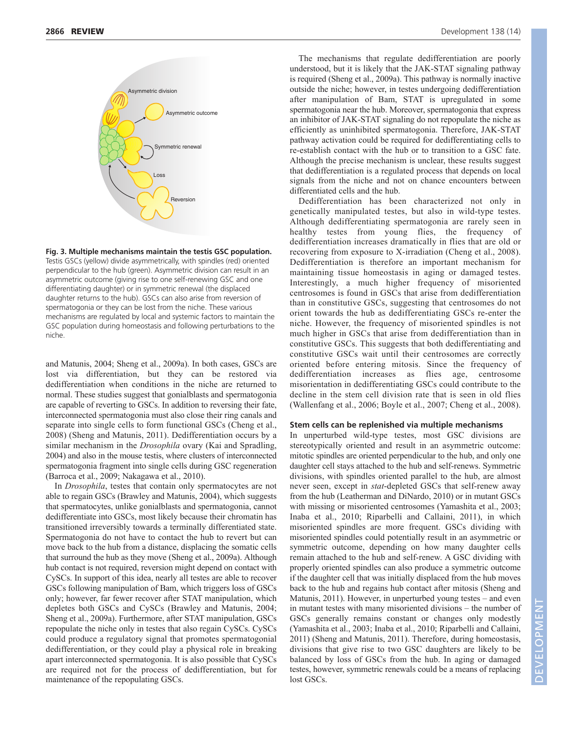Asymmetric division

Asymmetric outcome

Symmetric renewal

Loss

Reversion

**Fig. 3. Multiple mechanisms maintain the testis GSC population.** Testis GSCs (yellow) divide asymmetrically, with spindles (red) oriented perpendicular to the hub (green). Asymmetric division can result in an asymmetric outcome (giving rise to one self-renewing GSC and one differentiating daughter) or in symmetric renewal (the displaced daughter returns to the hub). GSCs can also arise from reversion of spermatogonia or they can be lost from the niche. These various mechanisms are regulated by local and systemic factors to maintain the GSC population during homeostasis and following perturbations to the niche.

and Matunis, 2004; Sheng et al., 2009a). In both cases, GSCs are lost via differentiation, but they can be restored via dedifferentiation when conditions in the niche are returned to normal. These studies suggest that gonialblasts and spermatogonia are capable of reverting to GSCs. In addition to reversing their fate, interconnected spermatogonia must also close their ring canals and separate into single cells to form functional GSCs (Cheng et al., 2008) (Sheng and Matunis, 2011). Dedifferentiation occurs by a similar mechanism in the *Drosophila* ovary (Kai and Spradling, 2004) and also in the mouse testis, where clusters of interconnected spermatogonia fragment into single cells during GSC regeneration (Barroca et al., 2009; Nakagawa et al., 2010).

In *Drosophila*, testes that contain only spermatocytes are not able to regain GSCs (Brawley and Matunis, 2004), which suggests that spermatocytes, unlike gonialblasts and spermatogonia, cannot dedifferentiate into GSCs, most likely because their chromatin has transitioned irreversibly towards a terminally differentiated state. Spermatogonia do not have to contact the hub to revert but can move back to the hub from a distance, displacing the somatic cells that surround the hub as they move (Sheng et al., 2009a). Although hub contact is not required, reversion might depend on contact with CySCs. In support of this idea, nearly all testes are able to recover GSCs following manipulation of Bam, which triggers loss of GSCs only; however, far fewer recover after STAT manipulation, which depletes both GSCs and CySCs (Brawley and Matunis, 2004; Sheng et al., 2009a). Furthermore, after STAT manipulation, GSCs repopulate the niche only in testes that also regain CySCs. CySCs could produce a regulatory signal that promotes spermatogonial dedifferentiation, or they could play a physical role in breaking apart interconnected spermatogonia. It is also possible that CySCs are required not for the process of dedifferentiation, but for maintenance of the repopulating GSCs.

The mechanisms that regulate dedifferentiation are poorly understood, but it is likely that the JAK-STAT signaling pathway is required (Sheng et al., 2009a). This pathway is normally inactive outside the niche; however, in testes undergoing dedifferentiation after manipulation of Bam, STAT is upregulated in some spermatogonia near the hub. Moreover, spermatogonia that express an inhibitor of JAK-STAT signaling do not repopulate the niche as efficiently as uninhibited spermatogonia. Therefore, JAK-STAT pathway activation could be required for dedifferentiating cells to re-establish contact with the hub or to transition to a GSC fate. Although the precise mechanism is unclear, these results suggest that dedifferentiation is a regulated process that depends on local signals from the niche and not on chance encounters between differentiated cells and the hub.

Dedifferentiation has been characterized not only in genetically manipulated testes, but also in wild-type testes. Although dedifferentiating spermatogonia are rarely seen in healthy testes from young flies, the frequency of dedifferentiation increases dramatically in flies that are old or recovering from exposure to X-irradiation (Cheng et al., 2008). Dedifferentiation is therefore an important mechanism for maintaining tissue homeostasis in aging or damaged testes. Interestingly, a much higher frequency of misoriented centrosomes is found in GSCs that arise from dedifferentiation than in constitutive GSCs, suggesting that centrosomes do not orient towards the hub as dedifferentiating GSCs re-enter the niche. However, the frequency of misoriented spindles is not much higher in GSCs that arise from dedifferentiation than in constitutive GSCs. This suggests that both dedifferentiating and constitutive GSCs wait until their centrosomes are correctly oriented before entering mitosis. Since the frequency of dedifferentiation increases as flies age, centrosome misorientation in dedifferentiating GSCs could contribute to the decline in the stem cell division rate that is seen in old flies (Wallenfang et al., 2006; Boyle et al., 2007; Cheng et al., 2008).

### Stem cells can be replenished via multiple mechanisms

In unperturbed wild-type testes, most GSC divisions are stereotypically oriented and result in an asymmetric outcome: mitotic spindles are oriented perpendicular to the hub, and only one daughter cell stays attached to the hub and self-renews. Symmetric divisions, with spindles oriented parallel to the hub, are almost never seen, except in *stat*-depleted GSCs that self-renew away from the hub (Leatherman and DiNardo, 2010) or in mutant GSCs with missing or misoriented centrosomes (Yamashita et al., 2003; Inaba et al., 2010; Riparbelli and Callaini, 2011), in which misoriented spindles are more frequent. GSCs dividing with misoriented spindles could potentially result in an asymmetric or symmetric outcome, depending on how many daughter cells remain attached to the hub and self-renew. A GSC dividing with properly oriented spindles can also produce a symmetric outcome if the daughter cell that was initially displaced from the hub moves back to the hub and regains hub contact after mitosis (Sheng and Matunis, 2011). However, in unperturbed young testes – and even in mutant testes with many misoriented divisions – the number of GSCs generally remains constant or changes only modestly (Yamashita et al., 2003; Inaba et al., 2010; Riparbelli and Callaini, 2011) (Sheng and Matunis, 2011). Therefore, during homeostasis, divisions that give rise to two GSC daughters are likely to be balanced by loss of GSCs from the hub. In aging or damaged testes, however, symmetric renewals could be a means of replacing lost GSCs.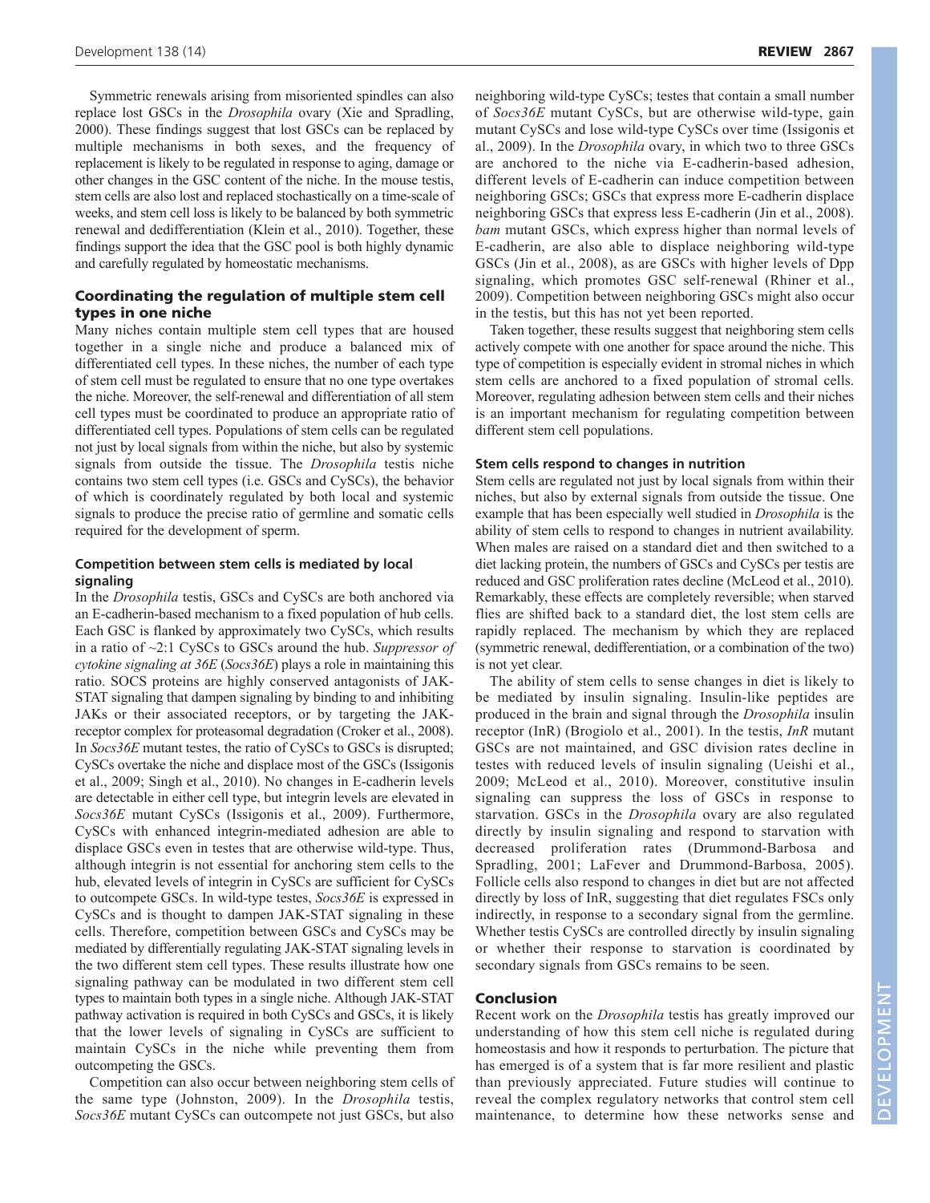Symmetric renewals arising from misoriented spindles can also replace lost GSCs in the *Drosophila* ovary (Xie and Spradling, 2000). These findings suggest that lost GSCs can be replaced by multiple mechanisms in both sexes, and the frequency of replacement is likely to be regulated in response to aging, damage or other changes in the GSC content of the niche. In the mouse testis, stem cells are also lost and replaced stochastically on a time-scale of weeks, and stem cell loss is likely to be balanced by both symmetric renewal and dedifferentiation (Klein et al., 2010). Together, these findings support the idea that the GSC pool is both highly dynamic and carefully regulated by homeostatic mechanisms.

## Coordinating the regulation of multiple stem cell types in one niche

Many niches contain multiple stem cell types that are housed together in a single niche and produce a balanced mix of differentiated cell types. In these niches, the number of each type of stem cell must be regulated to ensure that no one type overtakes the niche. Moreover, the self-renewal and differentiation of all stem cell types must be coordinated to produce an appropriate ratio of differentiated cell types. Populations of stem cells can be regulated not just by local signals from within the niche, but also by systemic signals from outside the tissue. The *Drosophila* testis niche contains two stem cell types (i.e. GSCs and CySCs), the behavior of which is coordinately regulated by both local and systemic signals to produce the precise ratio of germline and somatic cells required for the development of sperm.

### Competition between stem cells is mediated by local signaling

In the *Drosophila* testis, GSCs and CySCs are both anchored via an E-cadherin-based mechanism to a fixed population of hub cells. Each GSC is flanked by approximately two CySCs, which results in a ratio of ~2:1 CySCs to GSCs around the hub. *Suppressor of cytokine signaling at 36E* (*Socs36E*) plays a role in maintaining this ratio. SOCS proteins are highly conserved antagonists of JAK-STAT signaling that dampen signaling by binding to and inhibiting JAKs or their associated receptors, or by targeting the JAK-receptor complex for proteasomal degradation (Croker et al., 2008). In *Socs36E* mutant testes, the ratio of CySCs to GSCs is disrupted; CySCs overtake the niche and displace most of the GSCs (Issigonis et al., 2009; Singh et al., 2010). No changes in E-cadherin levels are detectable in either cell type, but integrin levels are elevated in *Socs36E* mutant CySCs (Issigonis et al., 2009). Furthermore, CySCs with enhanced integrin-mediated adhesion are able to displace GSCs even in testes that are otherwise wild-type. Thus, although integrin is not essential for anchoring stem cells to the hub, elevated levels of integrin in CySCs are sufficient for CySCs to outcompete GSCs. In wild-type testes, *Socs36E* is expressed in CySCs and is thought to dampen JAK-STAT signaling in these cells. Therefore, competition between GSCs and CySCs may be mediated by differentially regulating JAK-STAT signaling levels in the two different stem cell types. These results illustrate how one signaling pathway can be modulated in two different stem cell types to maintain both types in a single niche. Although JAK-STAT pathway activation is required in both CySCs and GSCs, it is likely that the lower levels of signaling in CySCs are sufficient to maintain CySCs in the niche while preventing them from outcompeting the GSCs.

Competition can also occur between neighboring stem cells of the same type (Johnston, 2009). In the *Drosophila* testis, *Socs36E* mutant CySCs can outcompete not just GSCs, but also neighboring wild-type CySCs; testes that contain a small number of *Socs36E* mutant CySCs, but are otherwise wild-type, gain mutant CySCs and lose wild-type CySCs over time (Issigonis et al., 2009). In the *Drosophila* ovary, in which two to three GSCs are anchored to the niche via E-cadherin-based adhesion, different levels of E-cadherin can induce competition between neighboring GSCs; GSCs that express more E-cadherin displace neighboring GSCs that express less E-cadherin (Jin et al., 2008). *bam* mutant GSCs, which express higher than normal levels of E-cadherin, are also able to displace neighboring wild-type GSCs (Jin et al., 2008), as are GSCs with higher levels of Dpp signaling, which promotes GSC self-renewal (Rhiner et al., 2009). Competition between neighboring GSCs might also occur in the testis, but this has not yet been reported.

Taken together, these results suggest that neighboring stem cells actively compete with one another for space around the niche. This type of competition is especially evident in stromal niches in which stem cells are anchored to a fixed population of stromal cells. Moreover, regulating adhesion between stem cells and their niches is an important mechanism for regulating competition between different stem cell populations.

### Stem cells respond to changes in nutrition

Stem cells are regulated not just by local signals from within their niches, but also by external signals from outside the tissue. One example that has been especially well studied in *Drosophila* is the ability of stem cells to respond to changes in nutrient availability. When males are raised on a standard diet and then switched to a diet lacking protein, the numbers of GSCs and CySCs per testis are reduced and GSC proliferation rates decline (McLeod et al., 2010). Remarkably, these effects are completely reversible; when starved flies are shifted back to a standard diet, the lost stem cells are rapidly replaced. The mechanism by which they are replaced (symmetric renewal, dedifferentiation, or a combination of the two) is not yet clear.

The ability of stem cells to sense changes in diet is likely to be mediated by insulin signaling. Insulin-like peptides are produced in the brain and signal through the *Drosophila* insulin receptor (InR) (Brogiolo et al., 2001). In the testis, *InR* mutant GSCs are not maintained, and GSC division rates decline in testes with reduced levels of insulin signaling (Ueishi et al., 2009; McLeod et al., 2010). Moreover, constitutive insulin signaling can suppress the loss of GSCs in response to starvation. GSCs in the *Drosophila* ovary are also regulated directly by insulin signaling and respond to starvation with decreased proliferation rates (Drummond-Barbosa and Spradling, 2001; LaFever and Drummond-Barbosa, 2005). Follicle cells also respond to changes in diet but are not affected directly by loss of InR, suggesting that diet regulates FSCs only indirectly, in response to a secondary signal from the germline. Whether testis CySCs are controlled directly by insulin signaling or whether their response to starvation is coordinated by secondary signals from GSCs remains to be seen.

## Conclusion

Recent work on the *Drosophila* testis has greatly improved our understanding of how this stem cell niche is regulated during homeostasis and how it responds to perturbation. The picture that has emerged is of a system that is far more resilient and plastic than previously appreciated. Future studies will continue to reveal the complex regulatory networks that control stem cell maintenance, to determine how these networks sense and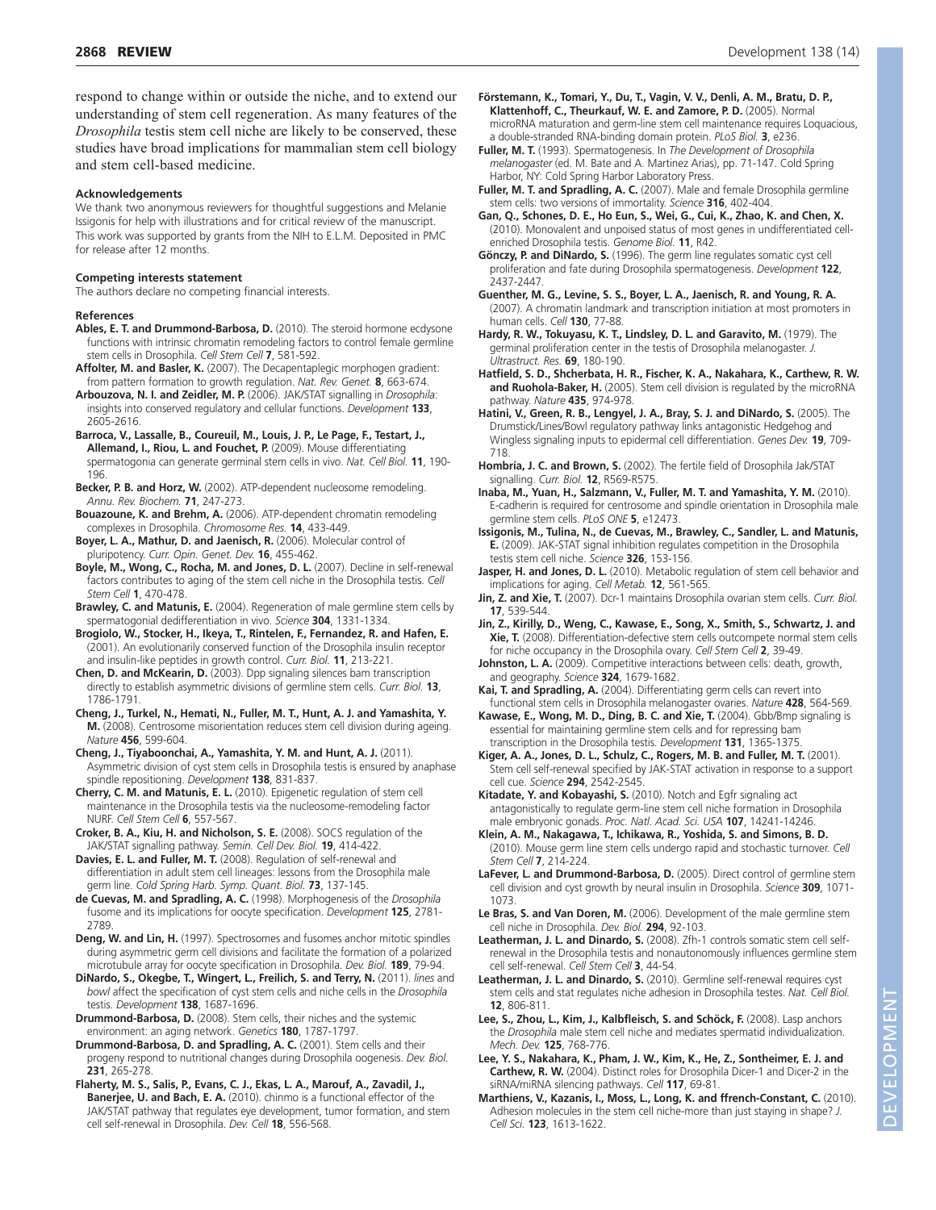respond to change within or outside the niche, and to extend our understanding of stem cell regeneration. As many features of the *Drosophila* testis stem cell niche are likely to be conserved, these studies have broad implications for mammalian stem cell biology and stem cell-based medicine.

#### Acknowledgements

We thank two anonymous reviewers for thoughtful suggestions and Melanie Issigonis for help with illustrations and for critical review of the manuscript. This work was supported by grants from the NIH to E.L.M. Deposited in PMC for release after 12 months.

#### Competing interests statement

The authors declare no competing financial interests.

#### References

**Ables, E. T. and Drummond-Barbosa, D.** (2010). The steroid hormone ecdysone functions with intrinsic chromatin remodeling factors to control female germline stem cells in Drosophila. *Cell Stem Cell* **7**, 581-592.

**Affolter, M. and Basler, K.** (2007). The Decapentaplegic morphogen gradient: from pattern formation to growth regulation. *Nat. Rev. Genet.* **8**, 663-674.

**Arbouzova, N. I. and Zeidler, M. P.** (2006). JAK/STAT signalling in *Drosophila*: insights into conserved regulatory and cellular functions. *Development* **133**, 2605-2616.

**Barroca, V., Lassalle, B., Coureuil, M., Louis, J. P., Le Page, F., Testart, J., Allemand, I., Riou, L. and Fouchet, P.** (2009). Mouse differentiating spermatogonia can generate germinal stem cells in vivo. *Nat. Cell Biol.* **11**, 190-196.

**Becker, P. B. and Horz, W.** (2002). ATP-dependent nucleosome remodeling. *Annu. Rev. Biochem.* **71**, 247-273.

**Bouazoune, K. and Brehm, A.** (2006). ATP-dependent chromatin remodeling complexes in Drosophila. *Chromosome Res.* **14**, 433-449.

**Boyer, L. A., Mathur, D. and Jaenisch, R.** (2006). Molecular control of pluripotency. *Curr. Opin. Genet. Dev.* **16**, 455-462.

**Boyle, M., Wong, C., Rocha, M. and Jones, D. L.** (2007). Decline in self-renewal factors contributes to aging of the stem cell niche in the Drosophila testis. *Cell Stem Cell* **1**, 470-478.

**Brawley, C. and Matunis, E.** (2004). Regeneration of male germline stem cells by spermatogonial dedifferentiation in vivo. *Science* **304**, 1331-1334.

**Brogiolo, W., Stocker, H., Ikeya, T., Rintelen, F., Fernandez, R. and Hafen, E.** (2001). An evolutionarily conserved function of the Drosophila insulin receptor and insulin-like peptides in growth control. *Curr. Biol.* **11**, 213-221.

**Chen, D. and McKearin, D.** (2003). Dpp signaling silences bam transcription directly to establish asymmetric divisions of germline stem cells. *Curr. Biol.* **13**, 1786-1791.

**Cheng, J., Turkel, N., Hemati, N., Fuller, M. T., Hunt, A. J. and Yamashita, Y. M.** (2008). Centrosome misorientation reduces stem cell division during ageing. *Nature* **456**, 599-604.

**Cheng, J., Tiyaboonchai, A., Yamashita, Y. M. and Hunt, A. J.** (2011). Asymmetric division of cyst stem cells in Drosophila testis is ensured by anaphase spindle repositioning. *Development* **138**, 831-837.

**Cherry, C. M. and Matunis, E. L.** (2010). Epigenetic regulation of stem cell maintenance in the Drosophila testis via the nucleosome-remodeling factor NURF. *Cell Stem Cell* **6**, 557-567.

**Croker, B. A., Kiu, H. and Nicholson, S. E.** (2008). SOCS regulation of the JAK/STAT signalling pathway. *Semin. Cell Dev. Biol.* **19**, 414-422.

**Davies, E. L. and Fuller, M. T.** (2008). Regulation of self-renewal and differentiation in adult stem cell lineages: lessons from the Drosophila male germ line. *Cold Spring Harb. Symp. Quant. Biol.* **73**, 137-145.

**de Cuevas, M. and Spradling, A. C.** (1998). Morphogenesis of the *Drosophila* fusome and its implications for oocyte specification. *Development* **125**, 2781-2789.

**Deng, W. and Lin, H.** (1997). Spectrosomes and fusomes anchor mitotic spindles during asymmetric germ cell divisions and facilitate the formation of a polarized microtubule array for oocyte specification in Drosophila. *Dev. Biol.* **189**, 79-94.

**DiNardo, S., Okegbe, T., Wingert, L., Freilich, S. and Terry, N.** (2011). *lines* and *bowl* affect the specification of cyst stem cells and niche cells in the *Drosophila* testis. *Development* **138**, 1687-1696.

**Drummond-Barbosa, D.** (2008). Stem cells, their niches and the systemic environment: an aging network. *Genetics* **180**, 1787-1797.

**Drummond-Barbosa, D. and Spradling, A. C.** (2001). Stem cells and their progeny respond to nutritional changes during Drosophila oogenesis. *Dev. Biol.* **231**, 265-278.

**Flaherty, M. S., Salis, P., Evans, C. J., Ekas, L. A., Marouf, A., Zavadil, J., Banerjee, U. and Bach, E. A.** (2010). chinmo is a functional effector of the JAK/STAT pathway that regulates eye development, tumor formation, and stem cell self-renewal in Drosophila. *Dev. Cell* **18**, 556-568.

**Förstemann, K., Tomari, Y., Du, T., Vagin, V. V., Denli, A. M., Bratu, D. P., Klattenhoff, C., Theurkauf, W. E. and Zamore, P. D.** (2005). Normal microRNA maturation and germ-line stem cell maintenance requires Loquacious, a double-stranded RNA-binding domain protein. *PLoS Biol.* **3**, e236.

**Fuller, M. T.** (1993). Spermatogenesis. In *The Development of Drosophila melanogaster* (ed. M. Bate and A. Martinez Arias), pp. 71-147. Cold Spring Harbor, NY: Cold Spring Harbor Laboratory Press.

**Fuller, M. T. and Spradling, A. C.** (2007). Male and female Drosophila germline stem cells: two versions of immortality. *Science* **316**, 402-404.

**Gan, Q., Schones, D. E., Ho Eun, S., Wei, G., Cui, K., Zhao, K. and Chen, X.** (2010). Monovalent and unpoised status of most genes in undifferentiated cell-enriched Drosophila testis. *Genome Biol.* **11**, R42.

**Gönczy, P. and DiNardo, S.** (1996). The germ line regulates somatic cyst cell proliferation and fate during Drosophila spermatogenesis. *Development* **122**, 2437-2447.

**Guenther, M. G., Levine, S. S., Boyer, L. A., Jaenisch, R. and Young, R. A.** (2007). A chromatin landmark and transcription initiation at most promoters in human cells. *Cell* **130**, 77-88.

**Hardy, R. W., Tokuyasu, K. T., Lindsley, D. L. and Garavito, M.** (1979). The germinal proliferation center in the testis of Drosophila melanogaster. *J. Ultrastruct. Res.* **69**, 180-190.

**Hatfield, S. D., Shcherbata, H. R., Fischer, K. A., Nakahara, K., Carthew, R. W. and Ruohola-Baker, H.** (2005). Stem cell division is regulated by the microRNA pathway. *Nature* **435**, 974-978.

**Hatini, V., Green, R. B., Lengyel, J. A., Bray, S. J. and DiNardo, S.** (2005). The Drumstick/Lines/Bowl regulatory pathway links antagonistic Hedgehog and Wingless signaling inputs to epidermal cell differentiation. *Genes Dev.* **19**, 709-718.

**Hombría, J. C. and Brown, S.** (2002). The fertile field of Drosophila Jak/STAT signalling. *Curr. Biol.* **12**, R569-R575.

**Inaba, M., Yuan, H., Salzmann, V., Fuller, M. T. and Yamashita, Y. M.** (2010). E-cadherin is required for centrosome and spindle orientation in Drosophila male germline stem cells. *PLoS ONE* **5**, e12473.

**Issigonis, M., Tulina, N., de Cuevas, M., Brawley, C., Sandler, L. and Matunis, E.** (2009). JAK-STAT signal inhibition regulates competition in the Drosophila testis stem cell niche. *Science* **326**, 153-156.

**Jasper, H. and Jones, D. L.** (2010). Metabolic regulation of stem cell behavior and implications for aging. *Cell Metab.* **12**, 561-565.

**Jin, Z. and Xie, T.** (2007). Dcr-1 maintains Drosophila ovarian stem cells. *Curr. Biol.* **17**, 539-544.

**Jin, Z., Kirilly, D., Weng, C., Kawase, E., Song, X., Smith, S., Schwartz, J. and Xie, T.** (2008). Differentiation-defective stem cells outcompete normal stem cells for niche occupancy in the Drosophila ovary. *Cell Stem Cell* **2**, 39-49.

**Johnston, L. A.** (2009). Competitive interactions between cells: death, growth, and geography. *Science* **324**, 1679-1682.

**Kai, T. and Spradling, A.** (2004). Differentiating germ cells can revert into functional stem cells in Drosophila melanogaster ovaries. *Nature* **428**, 564-569.

**Kawase, E., Wong, M. D., Ding, B. C. and Xie, T.** (2004). Gbb/Bmp signaling is essential for maintaining germline stem cells and for repressing bam transcription in the Drosophila testis. *Development* **131**, 1365-1375.

**Kiger, A. A., Jones, D. L., Schulz, C., Rogers, M. B. and Fuller, M. T.** (2001). Stem cell self-renewal specified by JAK-STAT activation in response to a support cell cue. *Science* **294**, 2542-2545.

**Kitadate, Y. and Kobayashi, S.** (2010). Notch and Egfr signaling act antagonistically to regulate germ-line stem cell niche formation in Drosophila male embryonic gonads. *Proc. Natl. Acad. Sci. USA* **107**, 14241-14246.

**Klein, A. M., Nakagawa, T., Ichikawa, R., Yoshida, S. and Simons, B. D.** (2010). Mouse germ line stem cells undergo rapid and stochastic turnover. *Cell Stem Cell* **7**, 214-224.

**LaFever, L. and Drummond-Barbosa, D.** (2005). Direct control of germline stem cell division and cyst growth by neural insulin in Drosophila. *Science* **309**, 1071-1073.

**Le Bras, S. and Van Doren, M.** (2006). Development of the male germline stem cell niche in Drosophila. *Dev. Biol.* **294**, 92-103.

**Leatherman, J. L. and Dinardo, S.** (2008). Zfh-1 controls somatic stem cell self-renewal in the Drosophila testis and nonautonomously influences germline stem cell self-renewal. *Cell Stem Cell* **3**, 44-54.

**Leatherman, J. L. and Dinardo, S.** (2010). Germline self-renewal requires cyst stem cells and stat regulates niche adhesion in Drosophila testes. *Nat. Cell Biol.* **12**, 806-811.

**Lee, S., Zhou, L., Kim, J., Kalbfleisch, S. and Schöck, F.** (2008). Lasp anchors the *Drosophila* male stem cell niche and mediates spermatid individualization. *Mech. Dev.* **125**, 768-776.

**Lee, Y. S., Nakahara, K., Pham, J. W., Kim, K., He, Z., Sontheimer, E. J. and Carthew, R. W.** (2004). Distinct roles for Drosophila Dicer-1 and Dicer-2 in the siRNA/miRNA silencing pathways. *Cell* **117**, 69-81.

**Marthiens, V., Kazanis, I., Moss, L., Long, K. and ffrench-Constant, C.** (2010). Adhesion molecules in the stem cell niche-more than just staying in shape? *J. Cell Sci.* **123**, 1613-1622.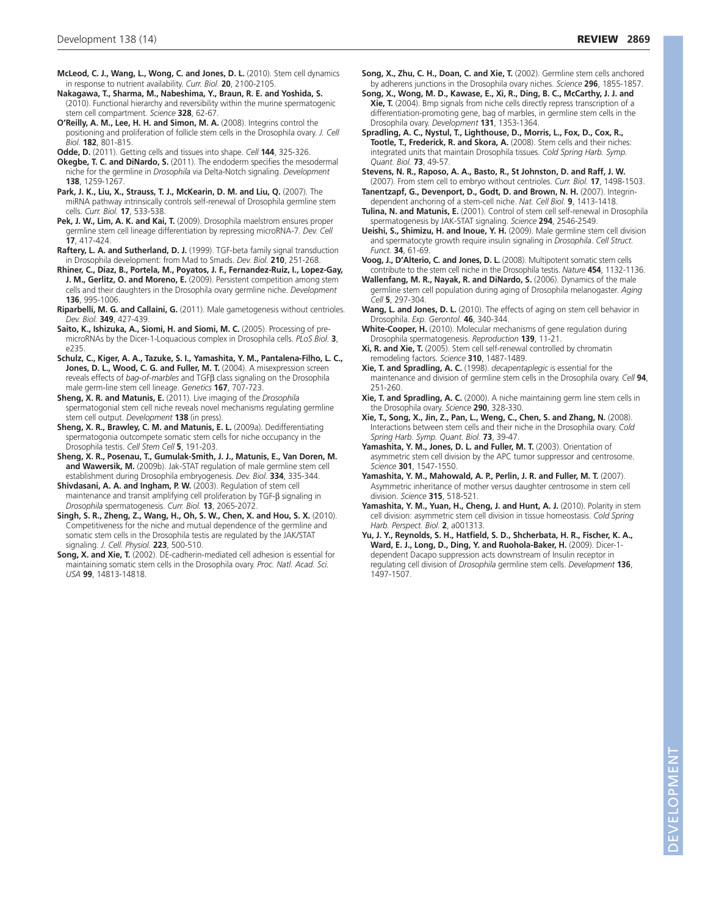**McLeod, C. J., Wang, L., Wong, C. and Jones, D. L.** (2010). Stem cell dynamics in response to nutrient availability. *Curr. Biol.* **20**, 2100-2105.

**Nakagawa, T., Sharma, M., Nabeshima, Y., Braun, R. E. and Yoshida, S.** (2010). Functional hierarchy and reversibility within the murine spermatogenic stem cell compartment. *Science* **328**, 62-67.

**O'Reilly, A. M., Lee, H. H. and Simon, M. A.** (2008). Integrins control the positioning and proliferation of follicle stem cells in the Drosophila ovary. *J. Cell Biol.* **182**, 801-815.

**Odde, D.** (2011). Getting cells and tissues into shape. *Cell* **144**, 325-326.

**Okegbe, T. C. and DiNardo, S.** (2011). The endoderm specifies the mesodermal niche for the germline in *Drosophila* via Delta-Notch signaling. *Development* **138**, 1259-1267.

**Park, J. K., Liu, X., Strauss, T. J., McKearin, D. M. and Liu, Q.** (2007). The miRNA pathway intrinsically controls self-renewal of Drosophila germline stem cells. *Curr. Biol.* **17**, 533-538.

**Pek, J. W., Lim, A. K. and Kai, T.** (2009). Drosophila maelstrom ensures proper germline stem cell lineage differentiation by repressing microRNA-7. *Dev. Cell* **17**, 417-424.

**Raftery, L. A. and Sutherland, D. J.** (1999). TGF-beta family signal transduction in Drosophila development: from Mad to Smads. *Dev. Biol.* **210**, 251-268.

**Rhiner, C., Diaz, B., Portela, M., Poyatos, J. F., Fernandez-Ruiz, I., Lopez-Gay, J. M., Gerlitz, O. and Moreno, E.** (2009). Persistent competition among stem cells and their daughters in the Drosophila ovary germline niche. *Development* **136**, 995-1006.

**Riparbelli, M. G. and Callaini, G.** (2011). Male gametogenesis without centrioles. *Dev. Biol.* **349**, 427-439.

**Saito, K., Ishizuka, A., Siomi, H. and Siomi, M. C.** (2005). Processing of pre-microRNAs by the Dicer-1-Loquacious complex in Drosophila cells. *PLoS Biol.* **3**, e235.

**Schulz, C., Kiger, A. A., Tazuke, S. I., Yamashita, Y. M., Pantalena-Filho, L. C., Jones, D. L., Wood, C. G. and Fuller, M. T.** (2004). A misexpression screen reveals effects of *bag-of-marbles* and TGFβ class signaling on the Drosophila male germ-line stem cell lineage. *Genetics* **167**, 707-723.

**Sheng, X. R. and Matunis, E.** (2011). Live imaging of the *Drosophila* spermatogonial stem cell niche reveals novel mechanisms regulating germline stem cell output. *Development* **138** (in press).

**Sheng, X. R., Brawley, C. M. and Matunis, E. L.** (2009a). Dedifferentiating spermatogonia outcompete somatic stem cells for niche occupancy in the Drosophila testis. *Cell Stem Cell* **5**, 191-203.

**Sheng, X. R., Posenau, T., Gumulak-Smith, J. J., Matunis, E., Van Doren, M. and Wawersik, M.** (2009b). Jak-STAT regulation of male germline stem cell establishment during Drosophila embryogenesis. *Dev. Biol.* **334**, 335-344.

**Shivdasani, A. A. and Ingham, P. W.** (2003). Regulation of stem cell maintenance and transit amplifying cell proliferation by TGF-β signaling in *Drosophila* spermatogenesis. *Curr. Biol.* **13**, 2065-2072.

**Singh, S. R., Zheng, Z., Wang, H., Oh, S. W., Chen, X. and Hou, S. X.** (2010). Competitiveness for the niche and mutual dependence of the germline and somatic stem cells in the Drosophila testis are regulated by the JAK/STAT signaling. *J. Cell. Physiol.* **223**, 500-510.

**Song, X. and Xie, T.** (2002). DE-cadherin-mediated cell adhesion is essential for maintaining somatic stem cells in the Drosophila ovary. *Proc. Natl. Acad. Sci. USA* **99**, 14813-14818.

**Song, X., Zhu, C. H., Doan, C. and Xie, T.** (2002). Germline stem cells anchored by adherens junctions in the Drosophila ovary niches. *Science* **296**, 1855-1857.

**Song, X., Wong, M. D., Kawase, E., Xi, R., Ding, B. C., McCarthy, J. J. and Xie, T.** (2004). Bmp signals from niche cells directly repress transcription of a differentiation-promoting gene, bag of marbles, in germline stem cells in the Drosophila ovary. *Development* **131**, 1353-1364.

**Spradling, A. C., Nystul, T., Lighthouse, D., Morris, L., Fox, D., Cox, R., Tootle, T., Frederick, R. and Skora, A.** (2008). Stem cells and their niches: integrated units that maintain Drosophila tissues. *Cold Spring Harb. Symp. Quant. Biol.* **73**, 49-57.

**Stevens, N. R., Raposo, A. A., Basto, R., St Johnston, D. and Raff, J. W.** (2007). From stem cell to embryo without centrioles. *Curr. Biol.* **17**, 1498-1503.

**Tanentzapf, G., Devenport, D., Godt, D. and Brown, N. H.** (2007). Integrin-dependent anchoring of a stem-cell niche. *Nat. Cell Biol.* **9**, 1413-1418.

**Tulina, N. and Matunis, E.** (2001). Control of stem cell self-renewal in Drosophila spermatogenesis by JAK-STAT signaling. *Science* **294**, 2546-2549.

**Ueishi, S., Shimizu, H. and Inoue, Y. H.** (2009). Male germline stem cell division and spermatocyte growth require insulin signaling in *Drosophila*. *Cell Struct. Funct.* **34**, 61-69.

**Voog, J., D'Alterio, C. and Jones, D. L.** (2008). Multipotent somatic stem cells contribute to the stem cell niche in the Drosophila testis. *Nature* **454**, 1132-1136.

**Wallenfang, M. R., Nayak, R. and DiNardo, S.** (2006). Dynamics of the male germline stem cell population during aging of Drosophila melanogaster. *Aging Cell* **5**, 297-304.

**Wang, L. and Jones, D. L.** (2010). The effects of aging on stem cell behavior in Drosophila. *Exp. Gerontol.* **46**, 340-344.

**White-Cooper, H.** (2010). Molecular mechanisms of gene regulation during Drosophila spermatogenesis. *Reproduction* **139**, 11-21.

**Xi, R. and Xie, T.** (2005). Stem cell self-renewal controlled by chromatin remodeling factors. *Science* **310**, 1487-1489.

**Xie, T. and Spradling, A. C.** (1998). *decapentaplegic* is essential for the maintenance and division of germline stem cells in the Drosophila ovary. *Cell* **94**, 251-260.

**Xie, T. and Spradling, A. C.** (2000). A niche maintaining germ line stem cells in the Drosophila ovary. *Science* **290**, 328-330.

**Xie, T., Song, X., Jin, Z., Pan, L., Weng, C., Chen, S. and Zhang, N.** (2008). Interactions between stem cells and their niche in the Drosophila ovary. *Cold Spring Harb. Symp. Quant. Biol.* **73**, 39-47.

**Yamashita, Y. M., Jones, D. L. and Fuller, M. T.** (2003). Orientation of asymmetric stem cell division by the APC tumor suppressor and centrosome. *Science* **301**, 1547-1550.

**Yamashita, Y. M., Mahowald, A. P., Perlin, J. R. and Fuller, M. T.** (2007). Asymmetric inheritance of mother versus daughter centrosome in stem cell division. *Science* **315**, 518-521.

**Yamashita, Y. M., Yuan, H., Cheng, J. and Hunt, A. J.** (2010). Polarity in stem cell division: asymmetric stem cell division in tissue homeostasis. *Cold Spring Harb. Perspect. Biol.* **2**, a001313.

**Yu, J. Y., Reynolds, S. H., Hatfield, S. D., Shcherbata, H. R., Fischer, K. A., Ward, E. J., Long, D., Ding, Y. and Ruohola-Baker, H.** (2009). Dicer-1-dependent Dacapo suppression acts downstream of Insulin receptor in regulating cell division of *Drosophila* germline stem cells. *Development* **136**, 1497-1507.